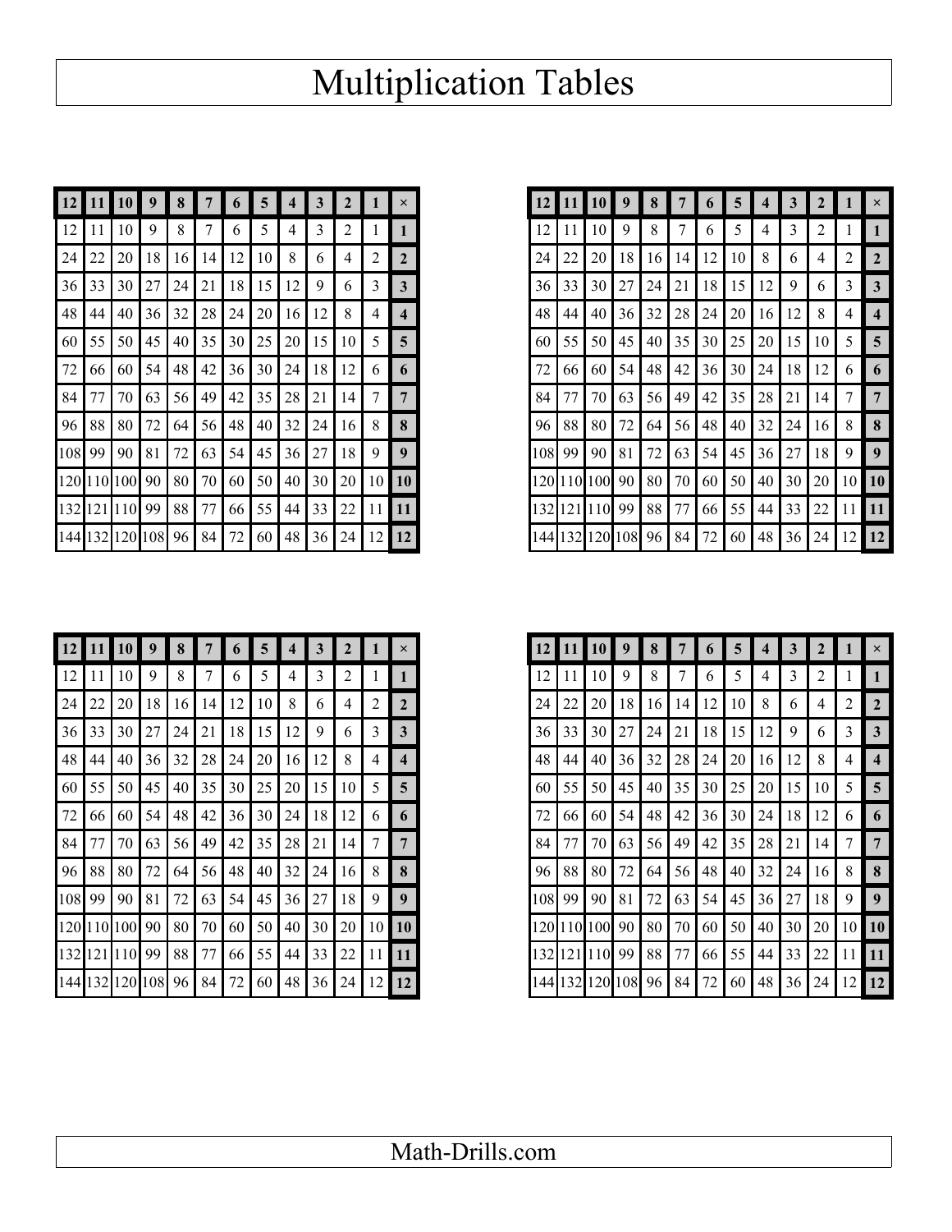# Multiplication Tables

| 12 | 11 | 10 | 9 | 8 | 7 | 6 | 5 | 4 | 3 | 2 | 1 | × |
|---|---|---|---|---|---|---|---|---|---|---|---|---|
| 12 | 11 | 10 | 9 | 8 | 7 | 6 | 5 | 4 | 3 | 2 | 1 | **1** |
| 24 | 22 | 20 | 18 | 16 | 14 | 12 | 10 | 8 | 6 | 4 | 2 | **2** |
| 36 | 33 | 30 | 27 | 24 | 21 | 18 | 15 | 12 | 9 | 6 | 3 | **3** |
| 48 | 44 | 40 | 36 | 32 | 28 | 24 | 20 | 16 | 12 | 8 | 4 | **4** |
| 60 | 55 | 50 | 45 | 40 | 35 | 30 | 25 | 20 | 15 | 10 | 5 | **5** |
| 72 | 66 | 60 | 54 | 48 | 42 | 36 | 30 | 24 | 18 | 12 | 6 | **6** |
| 84 | 77 | 70 | 63 | 56 | 49 | 42 | 35 | 28 | 21 | 14 | 7 | **7** |
| 96 | 88 | 80 | 72 | 64 | 56 | 48 | 40 | 32 | 24 | 16 | 8 | **8** |
| 108 | 99 | 90 | 81 | 72 | 63 | 54 | 45 | 36 | 27 | 18 | 9 | **9** |
| 120 | 110 | 100 | 90 | 80 | 70 | 60 | 50 | 40 | 30 | 20 | 10 | **10** |
| 132 | 121 | 110 | 99 | 88 | 77 | 66 | 55 | 44 | 33 | 22 | 11 | **11** |
| 144 | 132 | 120 | 108 | 96 | 84 | 72 | 60 | 48 | 36 | 24 | 12 | **12** |

| 12 | 11 | 10 | 9 | 8 | 7 | 6 | 5 | 4 | 3 | 2 | 1 | × |
|---|---|---|---|---|---|---|---|---|---|---|---|---|
| 12 | 11 | 10 | 9 | 8 | 7 | 6 | 5 | 4 | 3 | 2 | 1 | **1** |
| 24 | 22 | 20 | 18 | 16 | 14 | 12 | 10 | 8 | 6 | 4 | 2 | **2** |
| 36 | 33 | 30 | 27 | 24 | 21 | 18 | 15 | 12 | 9 | 6 | 3 | **3** |
| 48 | 44 | 40 | 36 | 32 | 28 | 24 | 20 | 16 | 12 | 8 | 4 | **4** |
| 60 | 55 | 50 | 45 | 40 | 35 | 30 | 25 | 20 | 15 | 10 | 5 | **5** |
| 72 | 66 | 60 | 54 | 48 | 42 | 36 | 30 | 24 | 18 | 12 | 6 | **6** |
| 84 | 77 | 70 | 63 | 56 | 49 | 42 | 35 | 28 | 21 | 14 | 7 | **7** |
| 96 | 88 | 80 | 72 | 64 | 56 | 48 | 40 | 32 | 24 | 16 | 8 | **8** |
| 108 | 99 | 90 | 81 | 72 | 63 | 54 | 45 | 36 | 27 | 18 | 9 | **9** |
| 120 | 110 | 100 | 90 | 80 | 70 | 60 | 50 | 40 | 30 | 20 | 10 | **10** |
| 132 | 121 | 110 | 99 | 88 | 77 | 66 | 55 | 44 | 33 | 22 | 11 | **11** |
| 144 | 132 | 120 | 108 | 96 | 84 | 72 | 60 | 48 | 36 | 24 | 12 | **12** |

| 12 | 11 | 10 | 9 | 8 | 7 | 6 | 5 | 4 | 3 | 2 | 1 | × |
|---|---|---|---|---|---|---|---|---|---|---|---|---|
| 12 | 11 | 10 | 9 | 8 | 7 | 6 | 5 | 4 | 3 | 2 | 1 | **1** |
| 24 | 22 | 20 | 18 | 16 | 14 | 12 | 10 | 8 | 6 | 4 | 2 | **2** |
| 36 | 33 | 30 | 27 | 24 | 21 | 18 | 15 | 12 | 9 | 6 | 3 | **3** |
| 48 | 44 | 40 | 36 | 32 | 28 | 24 | 20 | 16 | 12 | 8 | 4 | **4** |
| 60 | 55 | 50 | 45 | 40 | 35 | 30 | 25 | 20 | 15 | 10 | 5 | **5** |
| 72 | 66 | 60 | 54 | 48 | 42 | 36 | 30 | 24 | 18 | 12 | 6 | **6** |
| 84 | 77 | 70 | 63 | 56 | 49 | 42 | 35 | 28 | 21 | 14 | 7 | **7** |
| 96 | 88 | 80 | 72 | 64 | 56 | 48 | 40 | 32 | 24 | 16 | 8 | **8** |
| 108 | 99 | 90 | 81 | 72 | 63 | 54 | 45 | 36 | 27 | 18 | 9 | **9** |
| 120 | 110 | 100 | 90 | 80 | 70 | 60 | 50 | 40 | 30 | 20 | 10 | **10** |
| 132 | 121 | 110 | 99 | 88 | 77 | 66 | 55 | 44 | 33 | 22 | 11 | **11** |
| 144 | 132 | 120 | 108 | 96 | 84 | 72 | 60 | 48 | 36 | 24 | 12 | **12** |

| 12 | 11 | 10 | 9 | 8 | 7 | 6 | 5 | 4 | 3 | 2 | 1 | × |
|---|---|---|---|---|---|---|---|---|---|---|---|---|
| 12 | 11 | 10 | 9 | 8 | 7 | 6 | 5 | 4 | 3 | 2 | 1 | **1** |
| 24 | 22 | 20 | 18 | 16 | 14 | 12 | 10 | 8 | 6 | 4 | 2 | **2** |
| 36 | 33 | 30 | 27 | 24 | 21 | 18 | 15 | 12 | 9 | 6 | 3 | **3** |
| 48 | 44 | 40 | 36 | 32 | 28 | 24 | 20 | 16 | 12 | 8 | 4 | **4** |
| 60 | 55 | 50 | 45 | 40 | 35 | 30 | 25 | 20 | 15 | 10 | 5 | **5** |
| 72 | 66 | 60 | 54 | 48 | 42 | 36 | 30 | 24 | 18 | 12 | 6 | **6** |
| 84 | 77 | 70 | 63 | 56 | 49 | 42 | 35 | 28 | 21 | 14 | 7 | **7** |
| 96 | 88 | 80 | 72 | 64 | 56 | 48 | 40 | 32 | 24 | 16 | 8 | **8** |
| 108 | 99 | 90 | 81 | 72 | 63 | 54 | 45 | 36 | 27 | 18 | 9 | **9** |
| 120 | 110 | 100 | 90 | 80 | 70 | 60 | 50 | 40 | 30 | 20 | 10 | **10** |
| 132 | 121 | 110 | 99 | 88 | 77 | 66 | 55 | 44 | 33 | 22 | 11 | **11** |
| 144 | 132 | 120 | 108 | 96 | 84 | 72 | 60 | 48 | 36 | 24 | 12 | **12** |

Math-Drills.com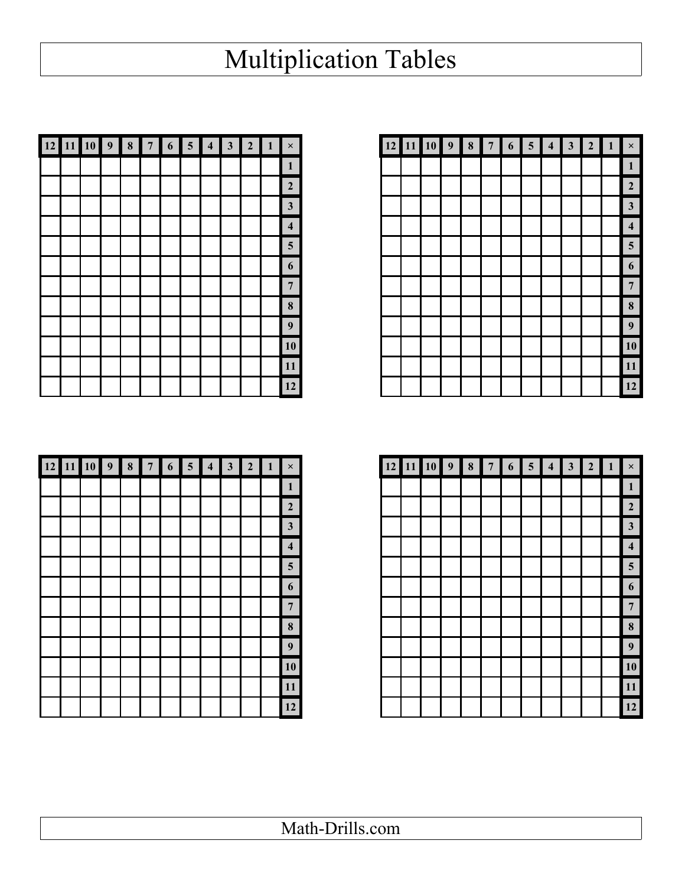# Multiplication Tables

| 12 | 11 | 10 | 9 | 8 | 7 | 6 | 5 | 4 | 3 | 2 | 1 | × |
|---|---|---|---|---|---|---|---|---|---|---|---|---|
| | | | | | | | | | | | | 1 |
| | | | | | | | | | | | | 2 |
| | | | | | | | | | | | | 3 |
| | | | | | | | | | | | | 4 |
| | | | | | | | | | | | | 5 |
| | | | | | | | | | | | | 6 |
| | | | | | | | | | | | | 7 |
| | | | | | | | | | | | | 8 |
| | | | | | | | | | | | | 9 |
| | | | | | | | | | | | | 10 |
| | | | | | | | | | | | | 11 |
| | | | | | | | | | | | | 12 |

| 12 | 11 | 10 | 9 | 8 | 7 | 6 | 5 | 4 | 3 | 2 | 1 | × |
|---|---|---|---|---|---|---|---|---|---|---|---|---|
| | | | | | | | | | | | | 1 |
| | | | | | | | | | | | | 2 |
| | | | | | | | | | | | | 3 |
| | | | | | | | | | | | | 4 |
| | | | | | | | | | | | | 5 |
| | | | | | | | | | | | | 6 |
| | | | | | | | | | | | | 7 |
| | | | | | | | | | | | | 8 |
| | | | | | | | | | | | | 9 |
| | | | | | | | | | | | | 10 |
| | | | | | | | | | | | | 11 |
| | | | | | | | | | | | | 12 |

| 12 | 11 | 10 | 9 | 8 | 7 | 6 | 5 | 4 | 3 | 2 | 1 | × |
|---|---|---|---|---|---|---|---|---|---|---|---|---|
| | | | | | | | | | | | | 1 |
| | | | | | | | | | | | | 2 |
| | | | | | | | | | | | | 3 |
| | | | | | | | | | | | | 4 |
| | | | | | | | | | | | | 5 |
| | | | | | | | | | | | | 6 |
| | | | | | | | | | | | | 7 |
| | | | | | | | | | | | | 8 |
| | | | | | | | | | | | | 9 |
| | | | | | | | | | | | | 10 |
| | | | | | | | | | | | | 11 |
| | | | | | | | | | | | | 12 |

| 12 | 11 | 10 | 9 | 8 | 7 | 6 | 5 | 4 | 3 | 2 | 1 | × |
|---|---|---|---|---|---|---|---|---|---|---|---|---|
| | | | | | | | | | | | | 1 |
| | | | | | | | | | | | | 2 |
| | | | | | | | | | | | | 3 |
| | | | | | | | | | | | | 4 |
| | | | | | | | | | | | | 5 |
| | | | | | | | | | | | | 6 |
| | | | | | | | | | | | | 7 |
| | | | | | | | | | | | | 8 |
| | | | | | | | | | | | | 9 |
| | | | | | | | | | | | | 10 |
| | | | | | | | | | | | | 11 |
| | | | | | | | | | | | | 12 |